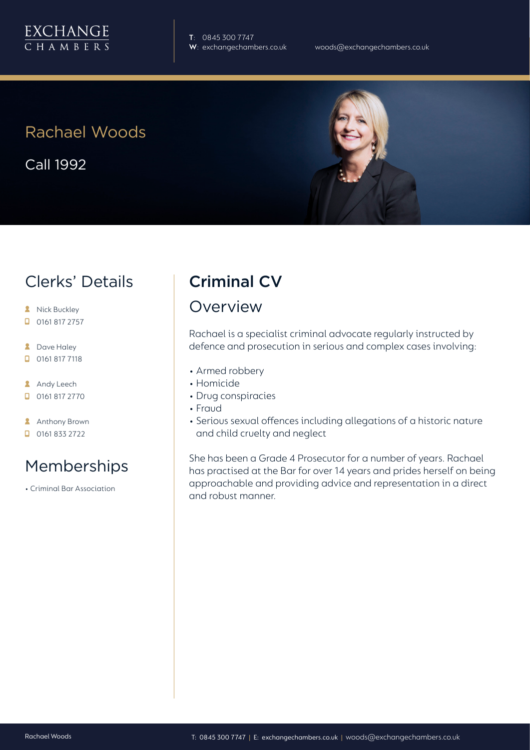EXCHANGE CHAMBERS

**T**: 0845 300 7747
**W**: exchangechambers.co.uk

woods@exchangechambers.co.uk

# Rachael Woods

Call 1992

## Clerks' Details

- Nick Buckley
- 0161 817 2757
- Dave Haley
- 0161 817 7118
- Andy Leech
- 0161 817 2770
- Anthony Brown
- 0161 833 2722

## Memberships

- Criminal Bar Association

## Criminal CV

### Overview

Rachael is a specialist criminal advocate regularly instructed by defence and prosecution in serious and complex cases involving:

- Armed robbery
- Homicide
- Drug conspiracies
- Fraud
- Serious sexual offences including allegations of a historic nature and child cruelty and neglect

She has been a Grade 4 Prosecutor for a number of years. Rachael has practised at the Bar for over 14 years and prides herself on being approachable and providing advice and representation in a direct and robust manner.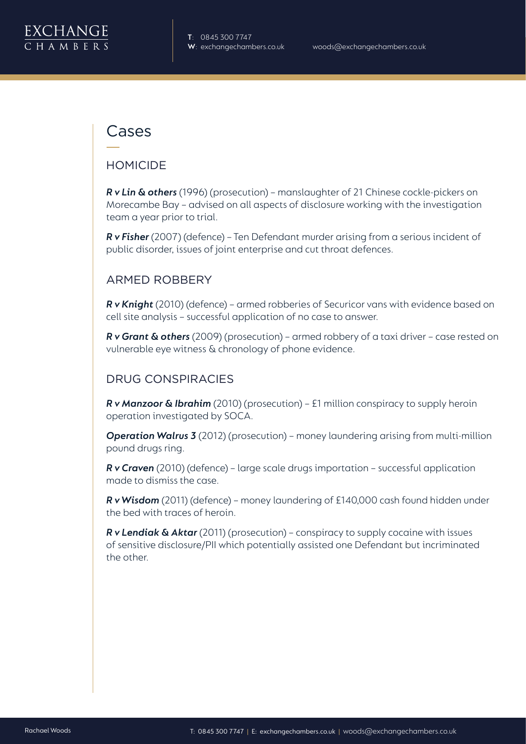# Cases

## HOMICIDE

***R v Lin & others*** (1996) (prosecution) – manslaughter of 21 Chinese cockle-pickers on Morecambe Bay – advised on all aspects of disclosure working with the investigation team a year prior to trial.

***R v Fisher*** (2007) (defence) – Ten Defendant murder arising from a serious incident of public disorder, issues of joint enterprise and cut throat defences.

## ARMED ROBBERY

***R v Knight*** (2010) (defence) – armed robberies of Securicor vans with evidence based on cell site analysis – successful application of no case to answer.

***R v Grant & others*** (2009) (prosecution) – armed robbery of a taxi driver – case rested on vulnerable eye witness & chronology of phone evidence.

## DRUG CONSPIRACIES

***R v Manzoor & Ibrahim*** (2010) (prosecution) – £1 million conspiracy to supply heroin operation investigated by SOCA.

***Operation Walrus 3*** (2012) (prosecution) – money laundering arising from multi-million pound drugs ring.

***R v Craven*** (2010) (defence) – large scale drugs importation – successful application made to dismiss the case.

***R v Wisdom*** (2011) (defence) – money laundering of £140,000 cash found hidden under the bed with traces of heroin.

***R v Lendiak & Aktar*** (2011) (prosecution) – conspiracy to supply cocaine with issues of sensitive disclosure/PII which potentially assisted one Defendant but incriminated the other.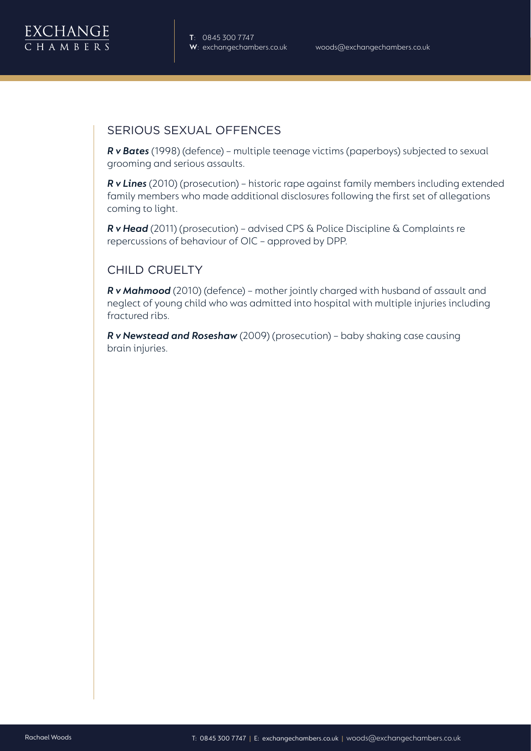## SERIOUS SEXUAL OFFENCES

***R v Bates*** (1998) (defence) – multiple teenage victims (paperboys) subjected to sexual grooming and serious assaults.

***R v Lines*** (2010) (prosecution) – historic rape against family members including extended family members who made additional disclosures following the first set of allegations coming to light.

***R v Head*** (2011) (prosecution) – advised CPS & Police Discipline & Complaints re repercussions of behaviour of OIC – approved by DPP.

## CHILD CRUELTY

***R v Mahmood*** (2010) (defence) – mother jointly charged with husband of assault and neglect of young child who was admitted into hospital with multiple injuries including fractured ribs.

***R v Newstead and Roseshaw*** (2009) (prosecution) – baby shaking case causing brain injuries.